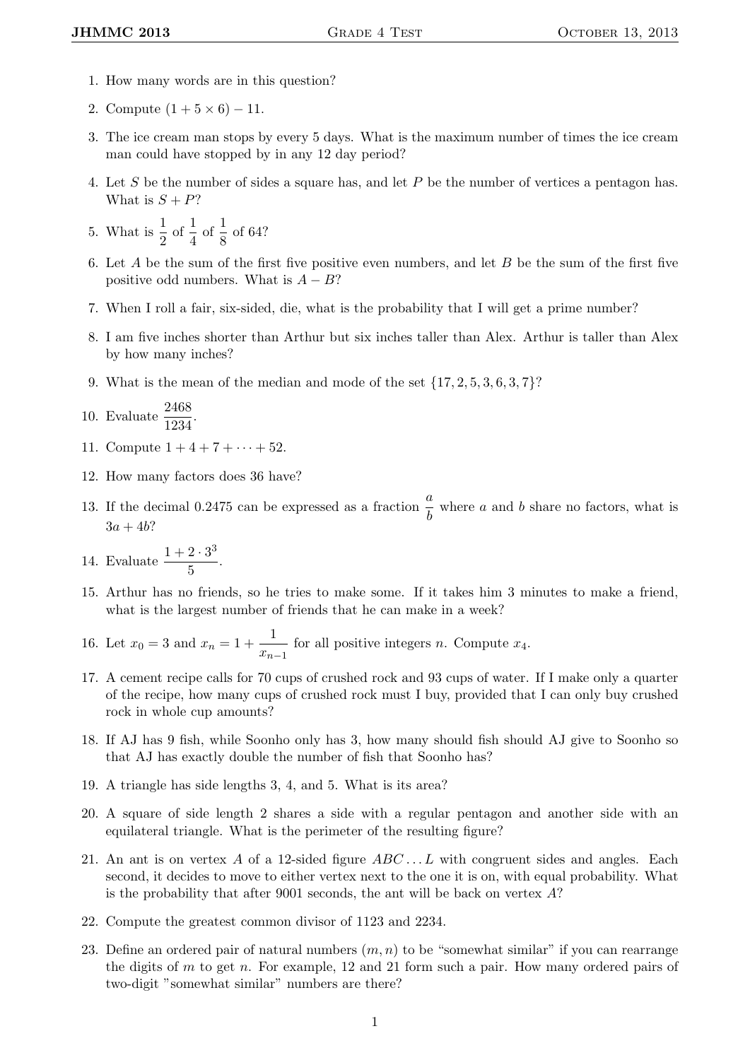1. How many words are in this question?

2. Compute $(1 + 5 \times 6) - 11$.

3. The ice cream man stops by every 5 days. What is the maximum number of times the ice cream man could have stopped by in any 12 day period?

4. Let $S$ be the number of sides a square has, and let $P$ be the number of vertices a pentagon has. What is $S + P$?

5. What is $\frac{1}{2}$ of $\frac{1}{4}$ of $\frac{1}{8}$ of 64?

6. Let $A$ be the sum of the first five positive even numbers, and let $B$ be the sum of the first five positive odd numbers. What is $A - B$?

7. When I roll a fair, six-sided, die, what is the probability that I will get a prime number?

8. I am five inches shorter than Arthur but six inches taller than Alex. Arthur is taller than Alex by how many inches?

9. What is the mean of the median and mode of the set $\{17, 2, 5, 3, 6, 3, 7\}$?

10. Evaluate $\frac{2468}{1234}$.

11. Compute $1 + 4 + 7 + \cdots + 52$.

12. How many factors does 36 have?

13. If the decimal 0.2475 can be expressed as a fraction $\frac{a}{b}$ where $a$ and $b$ share no factors, what is $3a + 4b$?

14. Evaluate $\frac{1 + 2 \cdot 3^3}{5}$.

15. Arthur has no friends, so he tries to make some. If it takes him 3 minutes to make a friend, what is the largest number of friends that he can make in a week?

16. Let $x_0 = 3$ and $x_n = 1 + \frac{1}{x_{n-1}}$ for all positive integers $n$. Compute $x_4$.

17. A cement recipe calls for 70 cups of crushed rock and 93 cups of water. If I make only a quarter of the recipe, how many cups of crushed rock must I buy, provided that I can only buy crushed rock in whole cup amounts?

18. If AJ has 9 fish, while Soonho only has 3, how many should fish should AJ give to Soonho so that AJ has exactly double the number of fish that Soonho has?

19. A triangle has side lengths 3, 4, and 5. What is its area?

20. A square of side length 2 shares a side with a regular pentagon and another side with an equilateral triangle. What is the perimeter of the resulting figure?

21. An ant is on vertex $A$ of a 12-sided figure $ABC \dots L$ with congruent sides and angles. Each second, it decides to move to either vertex next to the one it is on, with equal probability. What is the probability that after 9001 seconds, the ant will be back on vertex $A$?

22. Compute the greatest common divisor of 1123 and 2234.

23. Define an ordered pair of natural numbers $(m, n)$ to be "somewhat similar" if you can rearrange the digits of $m$ to get $n$. For example, 12 and 21 form such a pair. How many ordered pairs of two-digit "somewhat similar" numbers are there?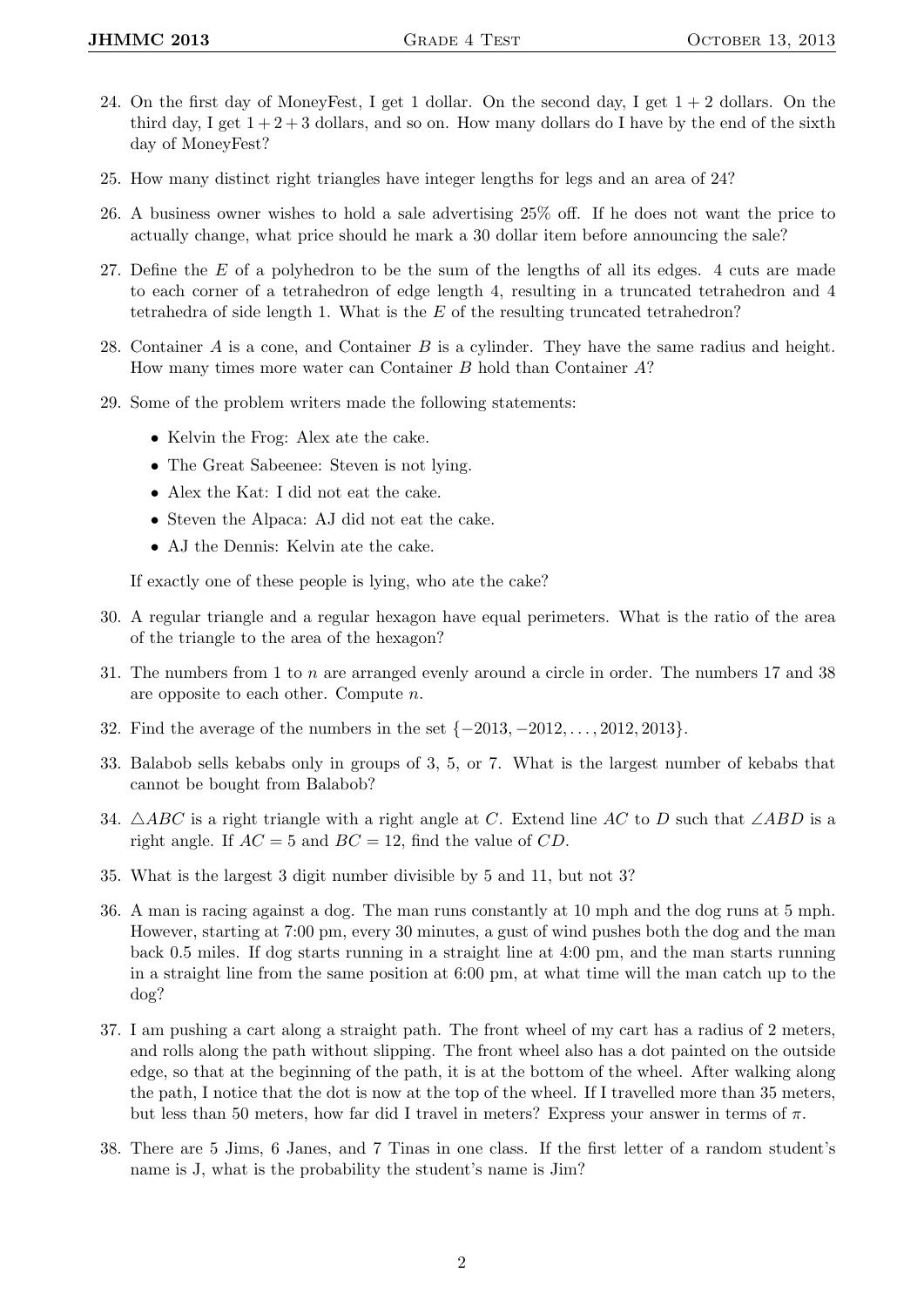24. On the first day of MoneyFest, I get 1 dollar. On the second day, I get $1 + 2$ dollars. On the third day, I get $1 + 2 + 3$ dollars, and so on. How many dollars do I have by the end of the sixth day of MoneyFest?

25. How many distinct right triangles have integer lengths for legs and an area of 24?

26. A business owner wishes to hold a sale advertising 25% off. If he does not want the price to actually change, what price should he mark a 30 dollar item before announcing the sale?

27. Define the $E$ of a polyhedron to be the sum of the lengths of all its edges. 4 cuts are made to each corner of a tetrahedron of edge length 4, resulting in a truncated tetrahedron and 4 tetrahedra of side length 1. What is the $E$ of the resulting truncated tetrahedron?

28. Container $A$ is a cone, and Container $B$ is a cylinder. They have the same radius and height. How many times more water can Container $B$ hold than Container $A$?

29. Some of the problem writers made the following statements:

    - Kelvin the Frog: Alex ate the cake.
    - The Great Sabeenee: Steven is not lying.
    - Alex the Kat: I did not eat the cake.
    - Steven the Alpaca: AJ did not eat the cake.
    - AJ the Dennis: Kelvin ate the cake.

    If exactly one of these people is lying, who ate the cake?

30. A regular triangle and a regular hexagon have equal perimeters. What is the ratio of the area of the triangle to the area of the hexagon?

31. The numbers from 1 to $n$ are arranged evenly around a circle in order. The numbers 17 and 38 are opposite to each other. Compute $n$.

32. Find the average of the numbers in the set $\{-2013, -2012, \ldots, 2012, 2013\}$.

33. Balabob sells kebabs only in groups of 3, 5, or 7. What is the largest number of kebabs that cannot be bought from Balabob?

34. $\triangle ABC$ is a right triangle with a right angle at $C$. Extend line $AC$ to $D$ such that $\angle ABD$ is a right angle. If $AC = 5$ and $BC = 12$, find the value of $CD$.

35. What is the largest 3 digit number divisible by 5 and 11, but not 3?

36. A man is racing against a dog. The man runs constantly at 10 mph and the dog runs at 5 mph. However, starting at 7:00 pm, every 30 minutes, a gust of wind pushes both the dog and the man back 0.5 miles. If dog starts running in a straight line at 4:00 pm, and the man starts running in a straight line from the same position at 6:00 pm, at what time will the man catch up to the dog?

37. I am pushing a cart along a straight path. The front wheel of my cart has a radius of 2 meters, and rolls along the path without slipping. The front wheel also has a dot painted on the outside edge, so that at the beginning of the path, it is at the bottom of the wheel. After walking along the path, I notice that the dot is now at the top of the wheel. If I travelled more than 35 meters, but less than 50 meters, how far did I travel in meters? Express your answer in terms of $\pi$.

38. There are 5 Jims, 6 Janes, and 7 Tinas in one class. If the first letter of a random student's name is J, what is the probability the student's name is Jim?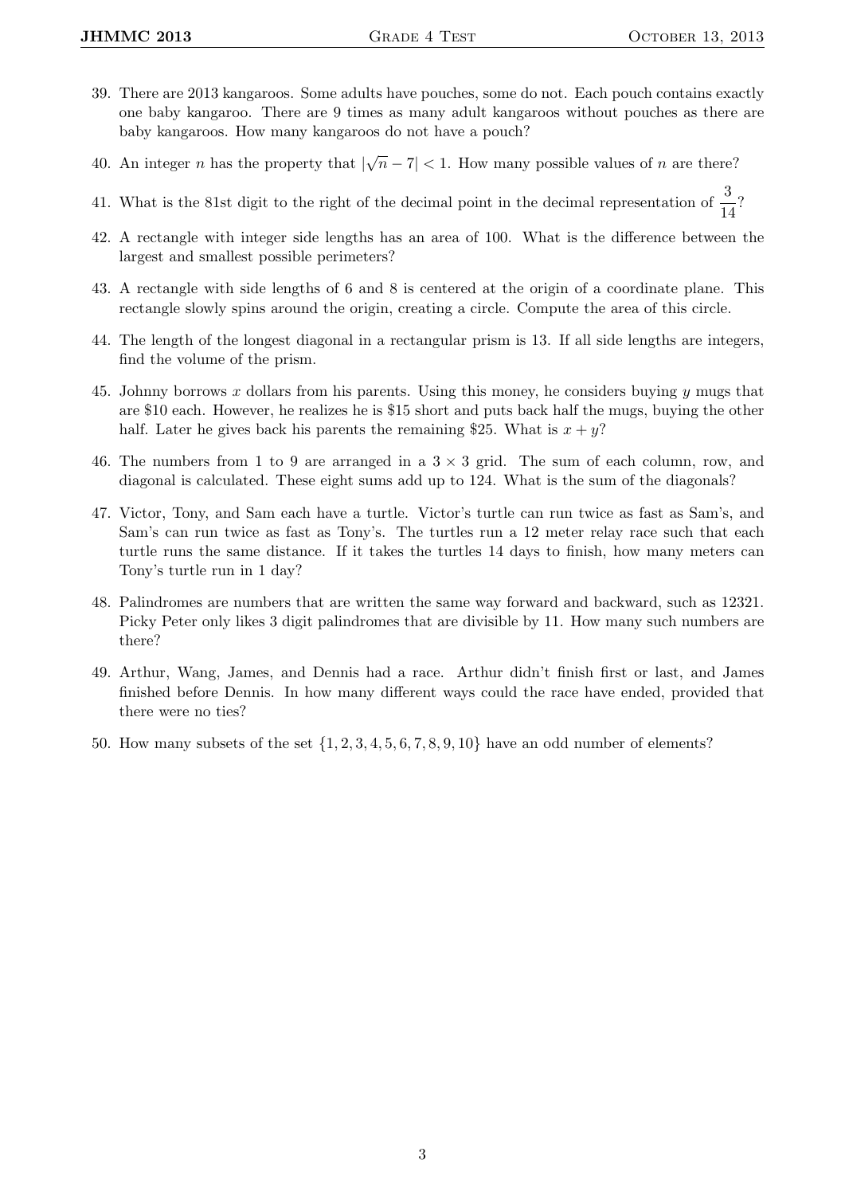39. There are 2013 kangaroos. Some adults have pouches, some do not. Each pouch contains exactly one baby kangaroo. There are 9 times as many adult kangaroos without pouches as there are baby kangaroos. How many kangaroos do not have a pouch?

40. An integer $n$ has the property that $|\sqrt{n} - 7| < 1$. How many possible values of $n$ are there?

41. What is the 81st digit to the right of the decimal point in the decimal representation of $\frac{3}{14}$?

42. A rectangle with integer side lengths has an area of 100. What is the difference between the largest and smallest possible perimeters?

43. A rectangle with side lengths of 6 and 8 is centered at the origin of a coordinate plane. This rectangle slowly spins around the origin, creating a circle. Compute the area of this circle.

44. The length of the longest diagonal in a rectangular prism is 13. If all side lengths are integers, find the volume of the prism.

45. Johnny borrows $x$ dollars from his parents. Using this money, he considers buying $y$ mugs that are \$10 each. However, he realizes he is \$15 short and puts back half the mugs, buying the other half. Later he gives back his parents the remaining \$25. What is $x + y$?

46. The numbers from 1 to 9 are arranged in a $3 \times 3$ grid. The sum of each column, row, and diagonal is calculated. These eight sums add up to 124. What is the sum of the diagonals?

47. Victor, Tony, and Sam each have a turtle. Victor's turtle can run twice as fast as Sam's, and Sam's can run twice as fast as Tony's. The turtles run a 12 meter relay race such that each turtle runs the same distance. If it takes the turtles 14 days to finish, how many meters can Tony's turtle run in 1 day?

48. Palindromes are numbers that are written the same way forward and backward, such as 12321. Picky Peter only likes 3 digit palindromes that are divisible by 11. How many such numbers are there?

49. Arthur, Wang, James, and Dennis had a race. Arthur didn't finish first or last, and James finished before Dennis. In how many different ways could the race have ended, provided that there were no ties?

50. How many subsets of the set $\{1, 2, 3, 4, 5, 6, 7, 8, 9, 10\}$ have an odd number of elements?